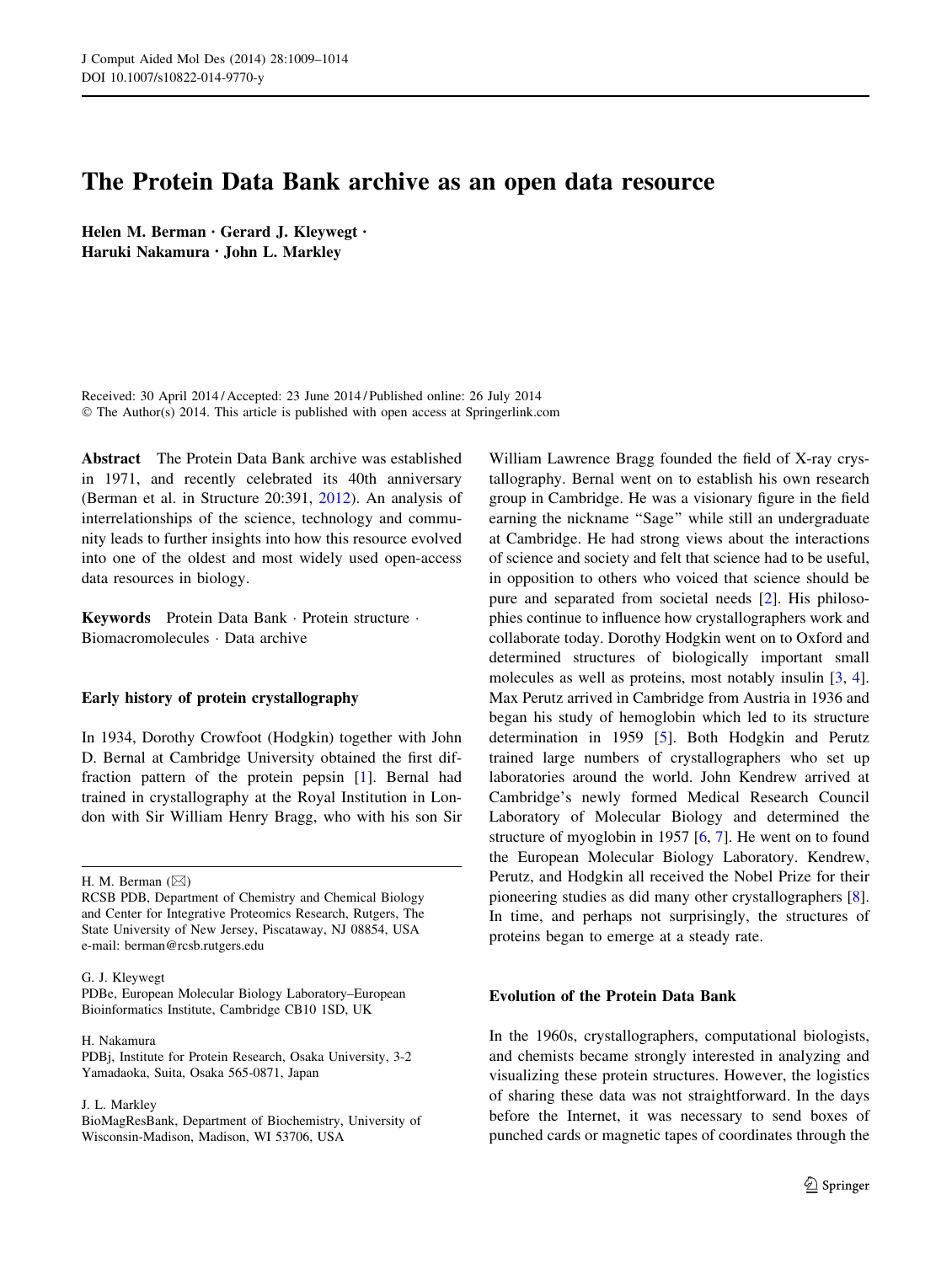# The Protein Data Bank archive as an open data resource

**Helen M. Berman · Gerard J. Kleywegt · Haruki Nakamura · John L. Markley**

Received: 30 April 2014 / Accepted: 23 June 2014 / Published online: 26 July 2014
© The Author(s) 2014. This article is published with open access at Springerlink.com

**Abstract** The Protein Data Bank archive was established in 1971, and recently celebrated its 40th anniversary (Berman et al. in Structure 20:391, 2012). An analysis of interrelationships of the science, technology and community leads to further insights into how this resource evolved into one of the oldest and most widely used open-access data resources in biology.

**Keywords** Protein Data Bank · Protein structure · Biomacromolecules · Data archive

H. M. Berman (✉)
RCSB PDB, Department of Chemistry and Chemical Biology and Center for Integrative Proteomics Research, Rutgers, The State University of New Jersey, Piscataway, NJ 08854, USA
e-mail: berman@rcsb.rutgers.edu

G. J. Kleywegt
PDBe, European Molecular Biology Laboratory–European Bioinformatics Institute, Cambridge CB10 1SD, UK

H. Nakamura
PDBj, Institute for Protein Research, Osaka University, 3-2 Yamadaoka, Suita, Osaka 565-0871, Japan

J. L. Markley
BioMagResBank, Department of Biochemistry, University of Wisconsin-Madison, Madison, WI 53706, USA

## Early history of protein crystallography

In 1934, Dorothy Crowfoot (Hodgkin) together with John D. Bernal at Cambridge University obtained the first diffraction pattern of the protein pepsin [1]. Bernal had trained in crystallography at the Royal Institution in London with Sir William Henry Bragg, who with his son Sir William Lawrence Bragg founded the field of X-ray crystallography. Bernal went on to establish his own research group in Cambridge. He was a visionary figure in the field earning the nickname "Sage" while still an undergraduate at Cambridge. He had strong views about the interactions of science and society and felt that science had to be useful, in opposition to others who voiced that science should be pure and separated from societal needs [2]. His philosophies continue to influence how crystallographers work and collaborate today. Dorothy Hodgkin went on to Oxford and determined structures of biologically important small molecules as well as proteins, most notably insulin [3, 4]. Max Perutz arrived in Cambridge from Austria in 1936 and began his study of hemoglobin which led to its structure determination in 1959 [5]. Both Hodgkin and Perutz trained large numbers of crystallographers who set up laboratories around the world. John Kendrew arrived at Cambridge's newly formed Medical Research Council Laboratory of Molecular Biology and determined the structure of myoglobin in 1957 [6, 7]. He went on to found the European Molecular Biology Laboratory. Kendrew, Perutz, and Hodgkin all received the Nobel Prize for their pioneering studies as did many other crystallographers [8]. In time, and perhaps not surprisingly, the structures of proteins began to emerge at a steady rate.

## Evolution of the Protein Data Bank

In the 1960s, crystallographers, computational biologists, and chemists became strongly interested in analyzing and visualizing these protein structures. However, the logistics of sharing these data was not straightforward. In the days before the Internet, it was necessary to send boxes of punched cards or magnetic tapes of coordinates through the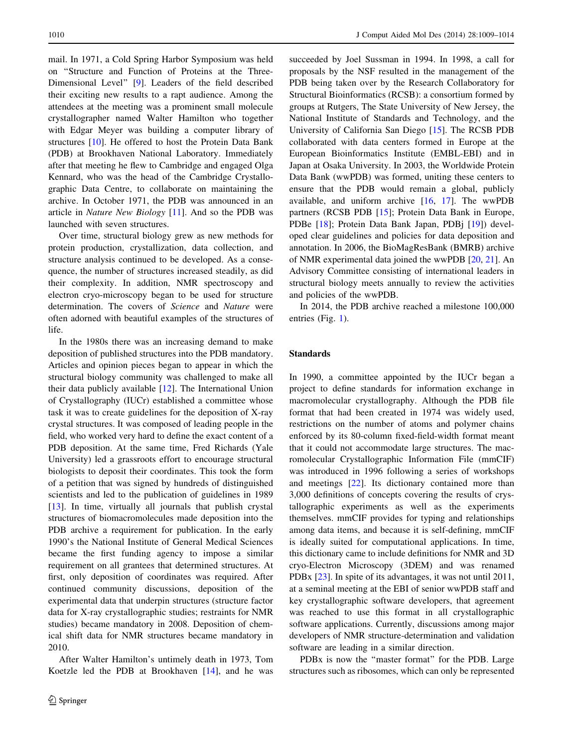mail. In 1971, a Cold Spring Harbor Symposium was held on "Structure and Function of Proteins at the Three-Dimensional Level" [9]. Leaders of the field described their exciting new results to a rapt audience. Among the attendees at the meeting was a prominent small molecule crystallographer named Walter Hamilton who together with Edgar Meyer was building a computer library of structures [10]. He offered to host the Protein Data Bank (PDB) at Brookhaven National Laboratory. Immediately after that meeting he flew to Cambridge and engaged Olga Kennard, who was the head of the Cambridge Crystallographic Data Centre, to collaborate on maintaining the archive. In October 1971, the PDB was announced in an article in *Nature New Biology* [11]. And so the PDB was launched with seven structures.

Over time, structural biology grew as new methods for protein production, crystallization, data collection, and structure analysis continued to be developed. As a consequence, the number of structures increased steadily, as did their complexity. In addition, NMR spectroscopy and electron cryo-microscopy began to be used for structure determination. The covers of *Science* and *Nature* were often adorned with beautiful examples of the structures of life.

In the 1980s there was an increasing demand to make deposition of published structures into the PDB mandatory. Articles and opinion pieces began to appear in which the structural biology community was challenged to make all their data publicly available [12]. The International Union of Crystallography (IUCr) established a committee whose task it was to create guidelines for the deposition of X-ray crystal structures. It was composed of leading people in the field, who worked very hard to define the exact content of a PDB deposition. At the same time, Fred Richards (Yale University) led a grassroots effort to encourage structural biologists to deposit their coordinates. This took the form of a petition that was signed by hundreds of distinguished scientists and led to the publication of guidelines in 1989 [13]. In time, virtually all journals that publish crystal structures of biomacromolecules made deposition into the PDB archive a requirement for publication. In the early 1990's the National Institute of General Medical Sciences became the first funding agency to impose a similar requirement on all grantees that determined structures. At first, only deposition of coordinates was required. After continued community discussions, deposition of the experimental data that underpin structures (structure factor data for X-ray crystallographic studies; restraints for NMR studies) became mandatory in 2008. Deposition of chemical shift data for NMR structures became mandatory in 2010.

After Walter Hamilton's untimely death in 1973, Tom Koetzle led the PDB at Brookhaven [14], and he was succeeded by Joel Sussman in 1994. In 1998, a call for proposals by the NSF resulted in the management of the PDB being taken over by the Research Collaboratory for Structural Bioinformatics (RCSB): a consortium formed by groups at Rutgers, The State University of New Jersey, the National Institute of Standards and Technology, and the University of California San Diego [15]. The RCSB PDB collaborated with data centers formed in Europe at the European Bioinformatics Institute (EMBL-EBI) and in Japan at Osaka University. In 2003, the Worldwide Protein Data Bank (wwPDB) was formed, uniting these centers to ensure that the PDB would remain a global, publicly available, and uniform archive [16, 17]. The wwPDB partners (RCSB PDB [15]; Protein Data Bank in Europe, PDBe [18]; Protein Data Bank Japan, PDBj [19]) developed clear guidelines and policies for data deposition and annotation. In 2006, the BioMagResBank (BMRB) archive of NMR experimental data joined the wwPDB [20, 21]. An Advisory Committee consisting of international leaders in structural biology meets annually to review the activities and policies of the wwPDB.

In 2014, the PDB archive reached a milestone 100,000 entries (Fig. 1).

## Standards

In 1990, a committee appointed by the IUCr began a project to define standards for information exchange in macromolecular crystallography. Although the PDB file format that had been created in 1974 was widely used, restrictions on the number of atoms and polymer chains enforced by its 80-column fixed-field-width format meant that it could not accommodate large structures. The macromolecular Crystallographic Information File (mmCIF) was introduced in 1996 following a series of workshops and meetings [22]. Its dictionary contained more than 3,000 definitions of concepts covering the results of crystallographic experiments as well as the experiments themselves. mmCIF provides for typing and relationships among data items, and because it is self-defining, mmCIF is ideally suited for computational applications. In time, this dictionary came to include definitions for NMR and 3D cryo-Electron Microscopy (3DEM) and was renamed PDBx [23]. In spite of its advantages, it was not until 2011, at a seminal meeting at the EBI of senior wwPDB staff and key crystallographic software developers, that agreement was reached to use this format in all crystallographic software applications. Currently, discussions among major developers of NMR structure-determination and validation software are leading in a similar direction.

PDBx is now the "master format" for the PDB. Large structures such as ribosomes, which can only be represented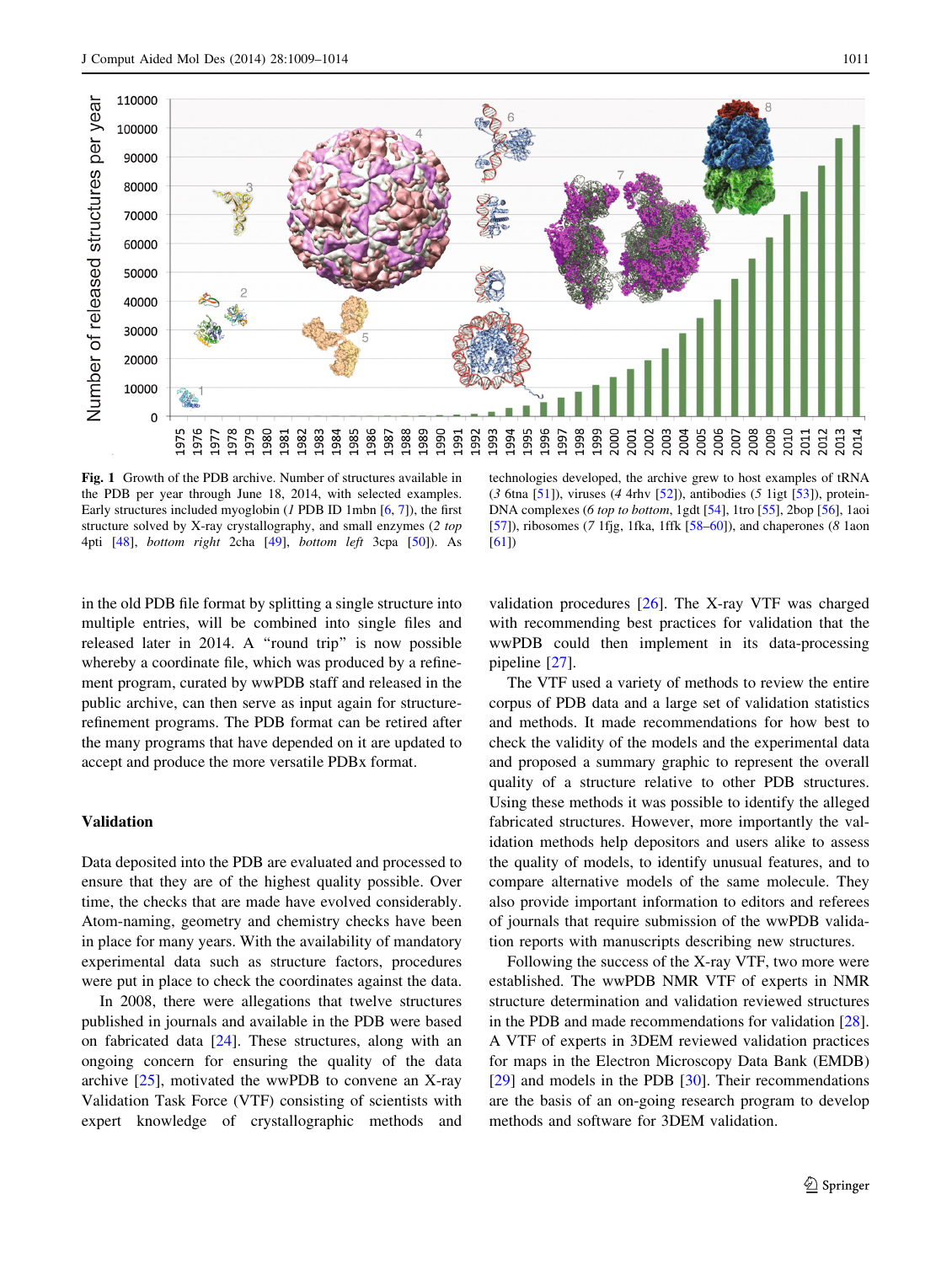**Fig. 1** Growth of the PDB archive. Number of structures available in the PDB per year through June 18, 2014, with selected examples. Early structures included myoglobin (*1* PDB ID 1mbn [6, 7]), the first structure solved by X-ray crystallography, and small enzymes (*2 top* 4pti [48], *bottom right* 2cha [49], *bottom left* 3cpa [50]). As technologies developed, the archive grew to host examples of tRNA (*3* 6tna [51]), viruses (*4* 4rhv [52]), antibodies (*5* 1igt [53]), protein-DNA complexes (*6 top to bottom*, 1gdt [54], 1tro [55], 2bop [56], 1aoi [57]), ribosomes (*7* 1fjg, 1fka, 1ffk [58–60]), and chaperones (*8* 1aon [61])

in the old PDB file format by splitting a single structure into multiple entries, will be combined into single files and released later in 2014. A "round trip" is now possible whereby a coordinate file, which was produced by a refinement program, curated by wwPDB staff and released in the public archive, can then serve as input again for structure-refinement programs. The PDB format can be retired after the many programs that have depended on it are updated to accept and produce the more versatile PDBx format.

## Validation

Data deposited into the PDB are evaluated and processed to ensure that they are of the highest quality possible. Over time, the checks that are made have evolved considerably. Atom-naming, geometry and chemistry checks have been in place for many years. With the availability of mandatory experimental data such as structure factors, procedures were put in place to check the coordinates against the data.

In 2008, there were allegations that twelve structures published in journals and available in the PDB were based on fabricated data [24]. These structures, along with an ongoing concern for ensuring the quality of the data archive [25], motivated the wwPDB to convene an X-ray Validation Task Force (VTF) consisting of scientists with expert knowledge of crystallographic methods and validation procedures [26]. The X-ray VTF was charged with recommending best practices for validation that the wwPDB could then implement in its data-processing pipeline [27].

The VTF used a variety of methods to review the entire corpus of PDB data and a large set of validation statistics and methods. It made recommendations for how best to check the validity of the models and the experimental data and proposed a summary graphic to represent the overall quality of a structure relative to other PDB structures. Using these methods it was possible to identify the alleged fabricated structures. However, more importantly the validation methods help depositors and users alike to assess the quality of models, to identify unusual features, and to compare alternative models of the same molecule. They also provide important information to editors and referees of journals that require submission of the wwPDB validation reports with manuscripts describing new structures.

Following the success of the X-ray VTF, two more were established. The wwPDB NMR VTF of experts in NMR structure determination and validation reviewed structures in the PDB and made recommendations for validation [28]. A VTF of experts in 3DEM reviewed validation practices for maps in the Electron Microscopy Data Bank (EMDB) [29] and models in the PDB [30]. Their recommendations are the basis of an on-going research program to develop methods and software for 3DEM validation.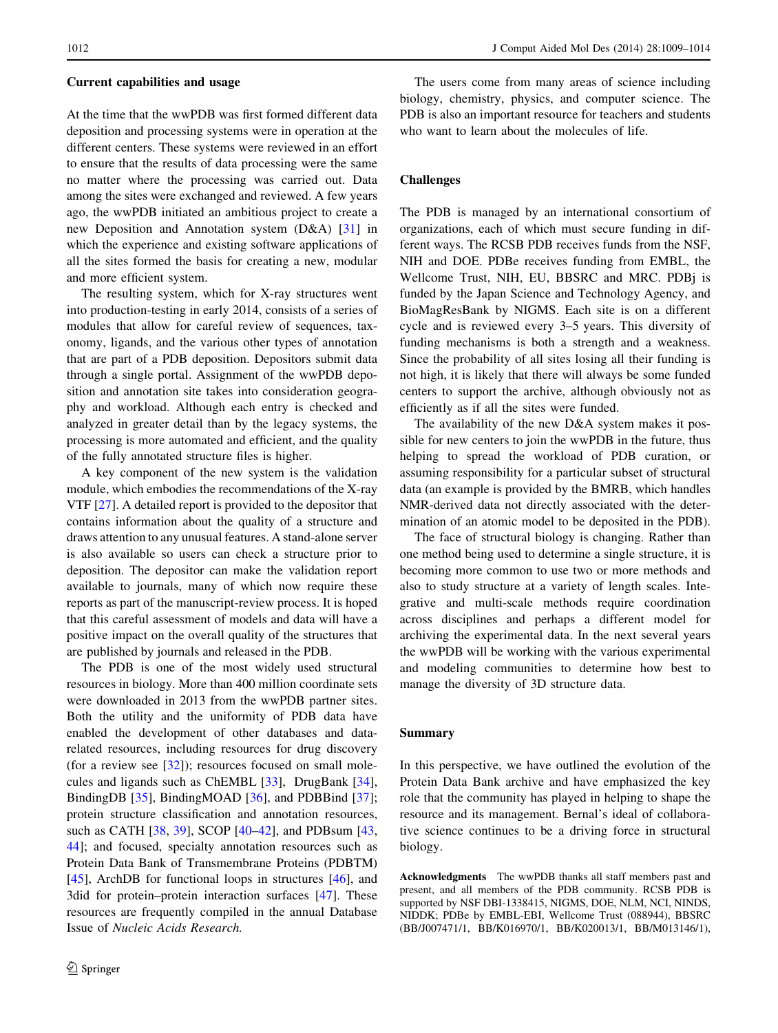### Current capabilities and usage

At the time that the wwPDB was first formed different data deposition and processing systems were in operation at the different centers. These systems were reviewed in an effort to ensure that the results of data processing were the same no matter where the processing was carried out. Data among the sites were exchanged and reviewed. A few years ago, the wwPDB initiated an ambitious project to create a new Deposition and Annotation system (D&A) [31] in which the experience and existing software applications of all the sites formed the basis for creating a new, modular and more efficient system.

The resulting system, which for X-ray structures went into production-testing in early 2014, consists of a series of modules that allow for careful review of sequences, taxonomy, ligands, and the various other types of annotation that are part of a PDB deposition. Depositors submit data through a single portal. Assignment of the wwPDB deposition and annotation site takes into consideration geography and workload. Although each entry is checked and analyzed in greater detail than by the legacy systems, the processing is more automated and efficient, and the quality of the fully annotated structure files is higher.

A key component of the new system is the validation module, which embodies the recommendations of the X-ray VTF [27]. A detailed report is provided to the depositor that contains information about the quality of a structure and draws attention to any unusual features. A stand-alone server is also available so users can check a structure prior to deposition. The depositor can make the validation report available to journals, many of which now require these reports as part of the manuscript-review process. It is hoped that this careful assessment of models and data will have a positive impact on the overall quality of the structures that are published by journals and released in the PDB.

The PDB is one of the most widely used structural resources in biology. More than 400 million coordinate sets were downloaded in 2013 from the wwPDB partner sites. Both the utility and the uniformity of PDB data have enabled the development of other databases and data-related resources, including resources for drug discovery (for a review see [32]); resources focused on small molecules and ligands such as ChEMBL [33], DrugBank [34], BindingDB [35], BindingMOAD [36], and PDBBind [37]; protein structure classification and annotation resources, such as CATH [38, 39], SCOP [40–42], and PDBsum [43, 44]; and focused, specialty annotation resources such as Protein Data Bank of Transmembrane Proteins (PDBTM) [45], ArchDB for functional loops in structures [46], and 3did for protein–protein interaction surfaces [47]. These resources are frequently compiled in the annual Database Issue of *Nucleic Acids Research.*

The users come from many areas of science including biology, chemistry, physics, and computer science. The PDB is also an important resource for teachers and students who want to learn about the molecules of life.

### Challenges

The PDB is managed by an international consortium of organizations, each of which must secure funding in different ways. The RCSB PDB receives funds from the NSF, NIH and DOE. PDBe receives funding from EMBL, the Wellcome Trust, NIH, EU, BBSRC and MRC. PDBj is funded by the Japan Science and Technology Agency, and BioMagResBank by NIGMS. Each site is on a different cycle and is reviewed every 3–5 years. This diversity of funding mechanisms is both a strength and a weakness. Since the probability of all sites losing all their funding is not high, it is likely that there will always be some funded centers to support the archive, although obviously not as efficiently as if all the sites were funded.

The availability of the new D&A system makes it possible for new centers to join the wwPDB in the future, thus helping to spread the workload of PDB curation, or assuming responsibility for a particular subset of structural data (an example is provided by the BMRB, which handles NMR-derived data not directly associated with the determination of an atomic model to be deposited in the PDB).

The face of structural biology is changing. Rather than one method being used to determine a single structure, it is becoming more common to use two or more methods and also to study structure at a variety of length scales. Integrative and multi-scale methods require coordination across disciplines and perhaps a different model for archiving the experimental data. In the next several years the wwPDB will be working with the various experimental and modeling communities to determine how best to manage the diversity of 3D structure data.

### Summary

In this perspective, we have outlined the evolution of the Protein Data Bank archive and have emphasized the key role that the community has played in helping to shape the resource and its management. Bernal's ideal of collaborative science continues to be a driving force in structural biology.

**Acknowledgments** The wwPDB thanks all staff members past and present, and all members of the PDB community. RCSB PDB is supported by NSF DBI-1338415, NIGMS, DOE, NLM, NCI, NINDS, NIDDK; PDBe by EMBL-EBI, Wellcome Trust (088944), BBSRC (BB/J007471/1, BB/K016970/1, BB/K020013/1, BB/M013146/1),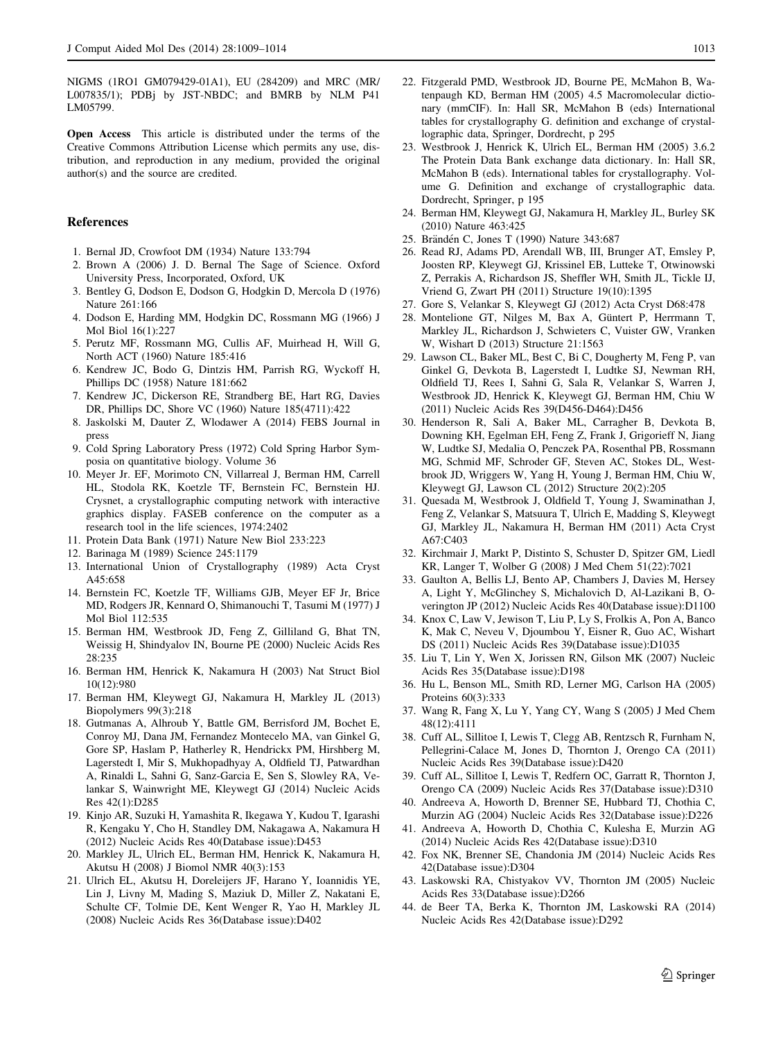NIGMS (1RO1 GM079429-01A1), EU (284209) and MRC (MR/L007835/1); PDBj by JST-NBDC; and BMRB by NLM P41 LM05799.

**Open Access** This article is distributed under the terms of the Creative Commons Attribution License which permits any use, distribution, and reproduction in any medium, provided the original author(s) and the source are credited.

## References

1. Bernal JD, Crowfoot DM (1934) Nature 133:794
2. Brown A (2006) J. D. Bernal The Sage of Science. Oxford University Press, Incorporated, Oxford, UK
3. Bentley G, Dodson E, Dodson G, Hodgkin D, Mercola D (1976) Nature 261:166
4. Dodson E, Harding MM, Hodgkin DC, Rossmann MG (1966) J Mol Biol 16(1):227
5. Perutz MF, Rossmann MG, Cullis AF, Muirhead H, Will G, North ACT (1960) Nature 185:416
6. Kendrew JC, Bodo G, Dintzis HM, Parrish RG, Wyckoff H, Phillips DC (1958) Nature 181:662
7. Kendrew JC, Dickerson RE, Strandberg BE, Hart RG, Davies DR, Phillips DC, Shore VC (1960) Nature 185(4711):422
8. Jaskolski M, Dauter Z, Wlodawer A (2014) FEBS Journal in press
9. Cold Spring Laboratory Press (1972) Cold Spring Harbor Symposia on quantitative biology. Volume 36
10. Meyer Jr. EF, Morimoto CN, Villarreal J, Berman HM, Carrell HL, Stodola RK, Koetzle TF, Bernstein FC, Bernstein HJ. Crysnet, a crystallographic computing network with interactive graphics display. FASEB conference on the computer as a research tool in the life sciences, 1974:2402
11. Protein Data Bank (1971) Nature New Biol 233:223
12. Barinaga M (1989) Science 245:1179
13. International Union of Crystallography (1989) Acta Cryst A45:658
14. Bernstein FC, Koetzle TF, Williams GJB, Meyer EF Jr, Brice MD, Rodgers JR, Kennard O, Shimanouchi T, Tasumi M (1977) J Mol Biol 112:535
15. Berman HM, Westbrook JD, Feng Z, Gilliland G, Bhat TN, Weissig H, Shindyalov IN, Bourne PE (2000) Nucleic Acids Res 28:235
16. Berman HM, Henrick K, Nakamura H (2003) Nat Struct Biol 10(12):980
17. Berman HM, Kleywegt GJ, Nakamura H, Markley JL (2013) Biopolymers 99(3):218
18. Gutmanas A, Alhroub Y, Battle GM, Berrisford JM, Bochet E, Conroy MJ, Dana JM, Fernandez Montecelo MA, van Ginkel G, Gore SP, Haslam P, Hatherley R, Hendrickx PM, Hirshberg M, Lagerstedt I, Mir S, Mukhopadhyay A, Oldfield TJ, Patwardhan A, Rinaldi L, Sahni G, Sanz-Garcia E, Sen S, Slowley RA, Velankar S, Wainwright ME, Kleywegt GJ (2014) Nucleic Acids Res 42(1):D285
19. Kinjo AR, Suzuki H, Yamashita R, Ikegawa Y, Kudou T, Igarashi R, Kengaku Y, Cho H, Standley DM, Nakagawa A, Nakamura H (2012) Nucleic Acids Res 40(Database issue):D453
20. Markley JL, Ulrich EL, Berman HM, Henrick K, Nakamura H, Akutsu H (2008) J Biomol NMR 40(3):153
21. Ulrich EL, Akutsu H, Doreleijers JF, Harano Y, Ioannidis YE, Lin J, Livny M, Mading S, Maziuk D, Miller Z, Nakatani E, Schulte CF, Tolmie DE, Kent Wenger R, Yao H, Markley JL (2008) Nucleic Acids Res 36(Database issue):D402
22. Fitzgerald PMD, Westbrook JD, Bourne PE, McMahon B, Watenpaugh KD, Berman HM (2005) 4.5 Macromolecular dictionary (mmCIF). In: Hall SR, McMahon B (eds) International tables for crystallography G. definition and exchange of crystallographic data, Springer, Dordrecht, p 295
23. Westbrook J, Henrick K, Ulrich EL, Berman HM (2005) 3.6.2 The Protein Data Bank exchange data dictionary. In: Hall SR, McMahon B (eds). International tables for crystallography. Volume G. Definition and exchange of crystallographic data. Dordrecht, Springer, p 195
24. Berman HM, Kleywegt GJ, Nakamura H, Markley JL, Burley SK (2010) Nature 463:425
25. Brändén C, Jones T (1990) Nature 343:687
26. Read RJ, Adams PD, Arendall WB, III, Brunger AT, Emsley P, Joosten RP, Kleywegt GJ, Krissinel EB, Lutteke T, Otwinowski Z, Perrakis A, Richardson JS, Sheffler WH, Smith JL, Tickle IJ, Vriend G, Zwart PH (2011) Structure 19(10):1395
27. Gore S, Velankar S, Kleywegt GJ (2012) Acta Cryst D68:478
28. Montelione GT, Nilges M, Bax A, Güntert P, Herrmann T, Markley JL, Richardson J, Schwieters C, Vuister GW, Vranken W, Wishart D (2013) Structure 21:1563
29. Lawson CL, Baker ML, Best C, Bi C, Dougherty M, Feng P, van Ginkel G, Devkota B, Lagerstedt I, Ludtke SJ, Newman RH, Oldfield TJ, Rees I, Sahni G, Sala R, Velankar S, Warren J, Westbrook JD, Henrick K, Kleywegt GJ, Berman HM, Chiu W (2011) Nucleic Acids Res 39(D456-D464):D456
30. Henderson R, Sali A, Baker ML, Carragher B, Devkota B, Downing KH, Egelman EH, Feng Z, Frank J, Grigorieff N, Jiang W, Ludtke SJ, Medalia O, Penczek PA, Rosenthal PB, Rossmann MG, Schmid MF, Schroder GF, Steven AC, Stokes DL, Westbrook JD, Wriggers W, Yang H, Young J, Berman HM, Chiu W, Kleywegt GJ, Lawson CL (2012) Structure 20(2):205
31. Quesada M, Westbrook J, Oldfield T, Young J, Swaminathan J, Feng Z, Velankar S, Matsuura T, Ulrich E, Madding S, Kleywegt GJ, Markley JL, Nakamura H, Berman HM (2011) Acta Cryst A67:C403
32. Kirchmair J, Markt P, Distinto S, Schuster D, Spitzer GM, Liedl KR, Langer T, Wolber G (2008) J Med Chem 51(22):7021
33. Gaulton A, Bellis LJ, Bento AP, Chambers J, Davies M, Hersey A, Light Y, McGlinchey S, Michalovich D, Al-Lazikani B, Overington JP (2012) Nucleic Acids Res 40(Database issue):D1100
34. Knox C, Law V, Jewison T, Liu P, Ly S, Frolkis A, Pon A, Banco K, Mak C, Neveu V, Djoumbou Y, Eisner R, Guo AC, Wishart DS (2011) Nucleic Acids Res 39(Database issue):D1035
35. Liu T, Lin Y, Wen X, Jorissen RN, Gilson MK (2007) Nucleic Acids Res 35(Database issue):D198
36. Hu L, Benson ML, Smith RD, Lerner MG, Carlson HA (2005) Proteins 60(3):333
37. Wang R, Fang X, Lu Y, Yang CY, Wang S (2005) J Med Chem 48(12):4111
38. Cuff AL, Sillitoe I, Lewis T, Clegg AB, Rentzsch R, Furnham N, Pellegrini-Calace M, Jones D, Thornton J, Orengo CA (2011) Nucleic Acids Res 39(Database issue):D420
39. Cuff AL, Sillitoe I, Lewis T, Redfern OC, Garratt R, Thornton J, Orengo CA (2009) Nucleic Acids Res 37(Database issue):D310
40. Andreeva A, Howorth D, Brenner SE, Hubbard TJ, Chothia C, Murzin AG (2004) Nucleic Acids Res 32(Database issue):D226
41. Andreeva A, Howorth D, Chothia C, Kulesha E, Murzin AG (2014) Nucleic Acids Res 42(Database issue):D310
42. Fox NK, Brenner SE, Chandonia JM (2014) Nucleic Acids Res 42(Database issue):D304
43. Laskowski RA, Chistyakov VV, Thornton JM (2005) Nucleic Acids Res 33(Database issue):D266
44. de Beer TA, Berka K, Thornton JM, Laskowski RA (2014) Nucleic Acids Res 42(Database issue):D292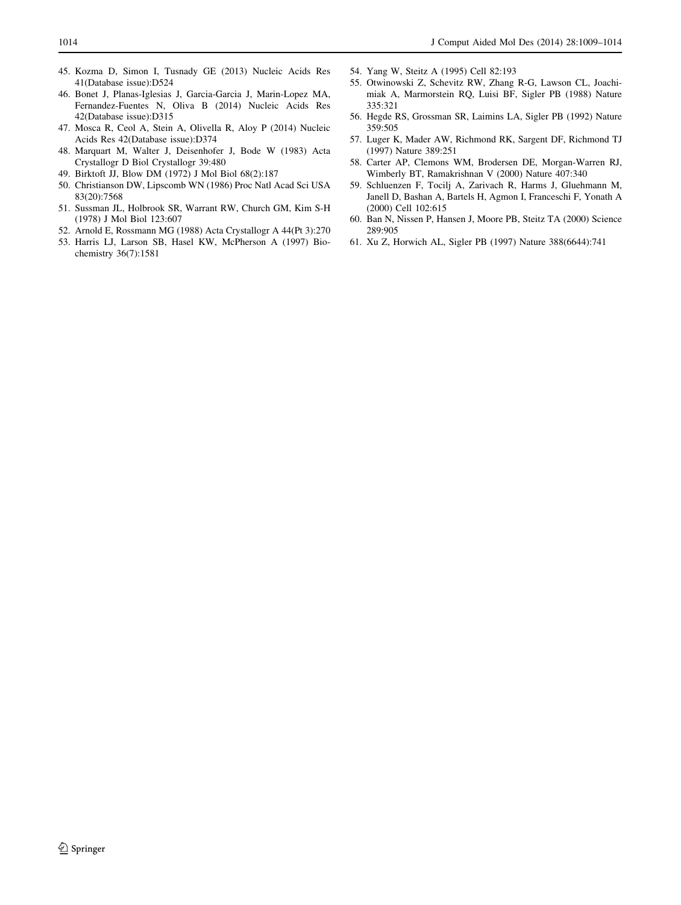45. Kozma D, Simon I, Tusnady GE (2013) Nucleic Acids Res 41(Database issue):D524
46. Bonet J, Planas-Iglesias J, Garcia-Garcia J, Marin-Lopez MA, Fernandez-Fuentes N, Oliva B (2014) Nucleic Acids Res 42(Database issue):D315
47. Mosca R, Ceol A, Stein A, Olivella R, Aloy P (2014) Nucleic Acids Res 42(Database issue):D374
48. Marquart M, Walter J, Deisenhofer J, Bode W (1983) Acta Crystallogr D Biol Crystallogr 39:480
49. Birktoft JJ, Blow DM (1972) J Mol Biol 68(2):187
50. Christianson DW, Lipscomb WN (1986) Proc Natl Acad Sci USA 83(20):7568
51. Sussman JL, Holbrook SR, Warrant RW, Church GM, Kim S-H (1978) J Mol Biol 123:607
52. Arnold E, Rossmann MG (1988) Acta Crystallogr A 44(Pt 3):270
53. Harris LJ, Larson SB, Hasel KW, McPherson A (1997) Biochemistry 36(7):1581
54. Yang W, Steitz A (1995) Cell 82:193
55. Otwinowski Z, Schevitz RW, Zhang R-G, Lawson CL, Joachimiak A, Marmorstein RQ, Luisi BF, Sigler PB (1988) Nature 335:321
56. Hegde RS, Grossman SR, Laimins LA, Sigler PB (1992) Nature 359:505
57. Luger K, Mader AW, Richmond RK, Sargent DF, Richmond TJ (1997) Nature 389:251
58. Carter AP, Clemons WM, Brodersen DE, Morgan-Warren RJ, Wimberly BT, Ramakrishnan V (2000) Nature 407:340
59. Schluenzen F, Tocilj A, Zarivach R, Harms J, Gluehmann M, Janell D, Bashan A, Bartels H, Agmon I, Franceschi F, Yonath A (2000) Cell 102:615
60. Ban N, Nissen P, Hansen J, Moore PB, Steitz TA (2000) Science 289:905
61. Xu Z, Horwich AL, Sigler PB (1997) Nature 388(6644):741